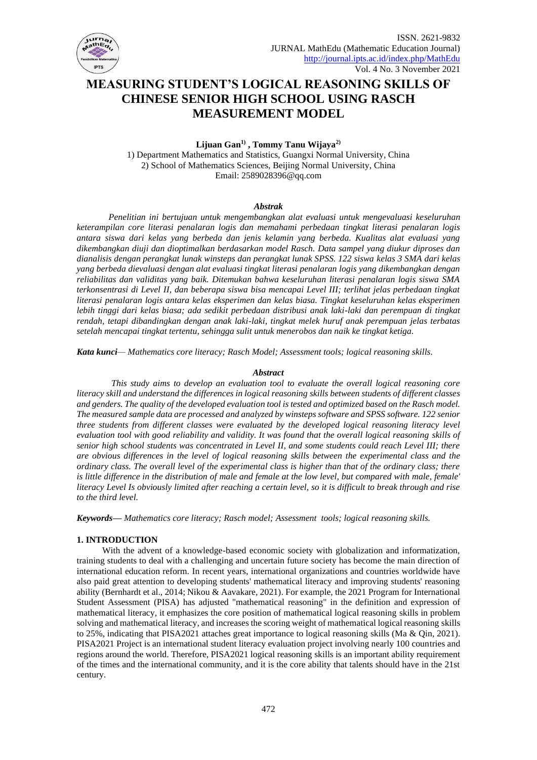# MEASURING STUDENT'S LOGICAL REASONING SKILLS OF CHINESE SENIOR HIGH SCHOOL USING RASCH MEASUREMENT MODEL

**Lijuan Gan[1) ], Tommy Tanu Wijaya[2)]**

1) Department Mathematics and Statistics, Guangxi Normal University, China
2) School of Mathematics Sciences, Beijing Normal University, China
Email: 2589028396@qq.com

### *Abstrak*

*Penelitian ini bertujuan untuk mengembangkan alat evaluasi untuk mengevaluasi keseluruhan keterampilan core literasi penalaran logis dan memahami perbedaan tingkat literasi penalaran logis antara siswa dari kelas yang berbeda dan jenis kelamin yang berbeda. Kualitas alat evaluasi yang dikembangkan diuji dan dioptimalkan berdasarkan model Rasch. Data sampel yang diukur diproses dan dianalisis dengan perangkat lunak winsteps dan perangkat lunak SPSS. 122 siswa kelas 3 SMA dari kelas yang berbeda dievaluasi dengan alat evaluasi tingkat literasi penalaran logis yang dikembangkan dengan reliabilitas dan validitas yang baik. Ditemukan bahwa keseluruhan literasi penalaran logis siswa SMA terkonsentrasi di Level II, dan beberapa siswa bisa mencapai Level III; terlihat jelas perbedaan tingkat literasi penalaran logis antara kelas eksperimen dan kelas biasa. Tingkat keseluruhan kelas eksperimen lebih tinggi dari kelas biasa; ada sedikit perbedaan distribusi anak laki-laki dan perempuan di tingkat rendah, tetapi dibandingkan dengan anak laki-laki, tingkat melek huruf anak perempuan jelas terbatas setelah mencapai tingkat tertentu, sehingga sulit untuk menerobos dan naik ke tingkat ketiga.*

***Kata kunci****— Mathematics core literacy; Rasch Model; Assessment tools; logical reasoning skills.*

### *Abstract*

*This study aims to develop an evaluation tool to evaluate the overall logical reasoning core literacy skill and understand the differences in logical reasoning skills between students of different classes and genders. The quality of the developed evaluation tool is tested and optimized based on the Rasch model. The measured sample data are processed and analyzed by winsteps software and SPSS software. 122 senior three students from different classes were evaluated by the developed logical reasoning literacy level evaluation tool with good reliability and validity. It was found that the overall logical reasoning skills of senior high school students was concentrated in Level II, and some students could reach Level III; there are obvious differences in the level of logical reasoning skills between the experimental class and the ordinary class. The overall level of the experimental class is higher than that of the ordinary class; there is little difference in the distribution of male and female at the low level, but compared with male, female' literacy Level Is obviously limited after reaching a certain level, so it is difficult to break through and rise to the third level.*

***Keywords****— Mathematics core literacy; Rasch model; Assessment tools; logical reasoning skills.*

## 1. INTRODUCTION

With the advent of a knowledge-based economic society with globalization and informatization, training students to deal with a challenging and uncertain future society has become the main direction of international education reform. In recent years, international organizations and countries worldwide have also paid great attention to developing students' mathematical literacy and improving students' reasoning ability (Bernhardt et al., 2014; Nikou & Aavakare, 2021). For example, the 2021 Program for International Student Assessment (PISA) has adjusted "mathematical reasoning" in the definition and expression of mathematical literacy, it emphasizes the core position of mathematical logical reasoning skills in problem solving and mathematical literacy, and increases the scoring weight of mathematical logical reasoning skills to 25%, indicating that PISA2021 attaches great importance to logical reasoning skills (Ma & Qin, 2021). PISA2021 Project is an international student literacy evaluation project involving nearly 100 countries and regions around the world. Therefore, PISA2021 logical reasoning skills is an important ability requirement of the times and the international community, and it is the core ability that talents should have in the 21st century.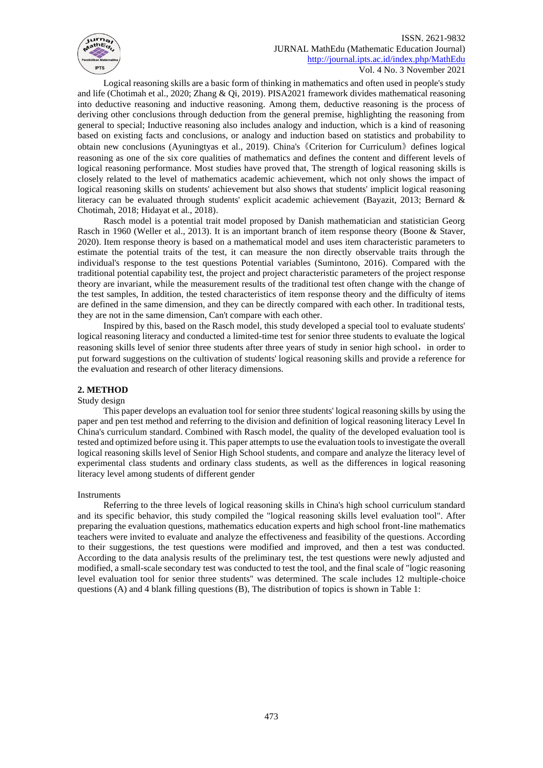Logical reasoning skills are a basic form of thinking in mathematics and often used in people's study and life (Chotimah et al., 2020; Zhang & Qi, 2019). PISA2021 framework divides mathematical reasoning into deductive reasoning and inductive reasoning. Among them, deductive reasoning is the process of deriving other conclusions through deduction from the general premise, highlighting the reasoning from general to special; Inductive reasoning also includes analogy and induction, which is a kind of reasoning based on existing facts and conclusions, or analogy and induction based on statistics and probability to obtain new conclusions (Ayuningtyas et al., 2019). China's《Criterion for Curriculum》defines logical reasoning as one of the six core qualities of mathematics and defines the content and different levels of logical reasoning performance. Most studies have proved that, The strength of logical reasoning skills is closely related to the level of mathematics academic achievement, which not only shows the impact of logical reasoning skills on students' achievement but also shows that students' implicit logical reasoning literacy can be evaluated through students' explicit academic achievement (Bayazit, 2013; Bernard & Chotimah, 2018; Hidayat et al., 2018).

Rasch model is a potential trait model proposed by Danish mathematician and statistician Georg Rasch in 1960 (Weller et al., 2013). It is an important branch of item response theory (Boone & Staver, 2020). Item response theory is based on a mathematical model and uses item characteristic parameters to estimate the potential traits of the test, it can measure the non directly observable traits through the individual's response to the test questions Potential variables (Sumintono, 2016). Compared with the traditional potential capability test, the project and project characteristic parameters of the project response theory are invariant, while the measurement results of the traditional test often change with the change of the test samples, In addition, the tested characteristics of item response theory and the difficulty of items are defined in the same dimension, and they can be directly compared with each other. In traditional tests, they are not in the same dimension, Can't compare with each other.

Inspired by this, based on the Rasch model, this study developed a special tool to evaluate students' logical reasoning literacy and conducted a limited-time test for senior three students to evaluate the logical reasoning skills level of senior three students after three years of study in senior high school，in order to put forward suggestions on the cultivation of students' logical reasoning skills and provide a reference for the evaluation and research of other literacy dimensions.

## 2. METHOD

### Study design

This paper develops an evaluation tool for senior three students' logical reasoning skills by using the paper and pen test method and referring to the division and definition of logical reasoning literacy Level In China's curriculum standard. Combined with Rasch model, the quality of the developed evaluation tool is tested and optimized before using it. This paper attempts to use the evaluation tools to investigate the overall logical reasoning skills level of Senior High School students, and compare and analyze the literacy level of experimental class students and ordinary class students, as well as the differences in logical reasoning literacy level among students of different gender

### Instruments

Referring to the three levels of logical reasoning skills in China's high school curriculum standard and its specific behavior, this study compiled the "logical reasoning skills level evaluation tool". After preparing the evaluation questions, mathematics education experts and high school front-line mathematics teachers were invited to evaluate and analyze the effectiveness and feasibility of the questions. According to their suggestions, the test questions were modified and improved, and then a test was conducted. According to the data analysis results of the preliminary test, the test questions were newly adjusted and modified, a small-scale secondary test was conducted to test the tool, and the final scale of "logic reasoning level evaluation tool for senior three students" was determined. The scale includes 12 multiple-choice questions (A) and 4 blank filling questions (B), The distribution of topics is shown in Table 1: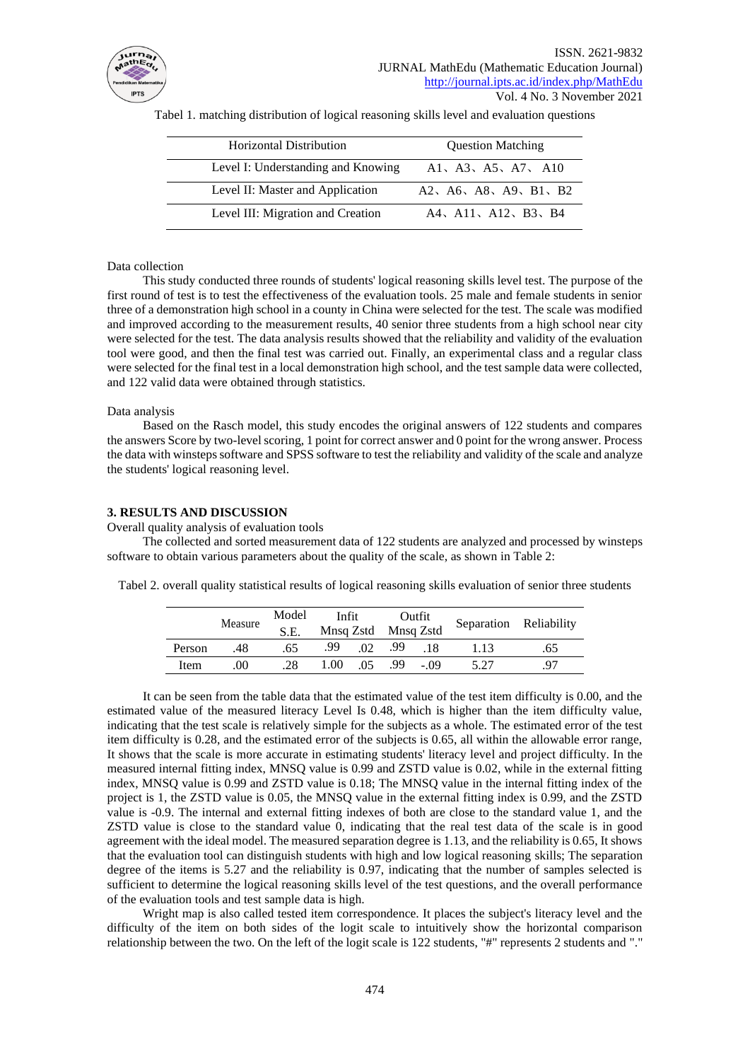Tabel 1. matching distribution of logical reasoning skills level and evaluation questions

| Horizontal Distribution | Question Matching |
|---|---|
| Level I: Understanding and Knowing | A1、A3、A5、A7、A10 |
| Level II: Master and Application | A2、A6、A8、A9、B1、B2 |
| Level III: Migration and Creation | A4、A11、A12、B3、B4 |

Data collection

This study conducted three rounds of students' logical reasoning skills level test. The purpose of the first round of test is to test the effectiveness of the evaluation tools. 25 male and female students in senior three of a demonstration high school in a county in China were selected for the test. The scale was modified and improved according to the measurement results, 40 senior three students from a high school near city were selected for the test. The data analysis results showed that the reliability and validity of the evaluation tool were good, and then the final test was carried out. Finally, an experimental class and a regular class were selected for the final test in a local demonstration high school, and the test sample data were collected, and 122 valid data were obtained through statistics.

Data analysis

Based on the Rasch model, this study encodes the original answers of 122 students and compares the answers Score by two-level scoring, 1 point for correct answer and 0 point for the wrong answer. Process the data with winsteps software and SPSS software to test the reliability and validity of the scale and analyze the students' logical reasoning level.

## 3. RESULTS AND DISCUSSION

Overall quality analysis of evaluation tools

The collected and sorted measurement data of 122 students are analyzed and processed by winsteps software to obtain various parameters about the quality of the scale, as shown in Table 2:

Tabel 2. overall quality statistical results of logical reasoning skills evaluation of senior three students

| | Measure | Model S.E. | Infit Mnsq | Infit Zstd | Outfit Mnsq | Outfit Zstd | Separation | Reliability |
|---|---|---|---|---|---|---|---|---|
| Person | .48 | .65 | .99 | .02 | .99 | .18 | 1.13 | .65 |
| Item | .00 | .28 | 1.00 | .05 | .99 | -.09 | 5.27 | .97 |

It can be seen from the table data that the estimated value of the test item difficulty is 0.00, and the estimated value of the measured literacy Level Is 0.48, which is higher than the item difficulty value, indicating that the test scale is relatively simple for the subjects as a whole. The estimated error of the test item difficulty is 0.28, and the estimated error of the subjects is 0.65, all within the allowable error range, It shows that the scale is more accurate in estimating students' literacy level and project difficulty. In the measured internal fitting index, MNSQ value is 0.99 and ZSTD value is 0.02, while in the external fitting index, MNSQ value is 0.99 and ZSTD value is 0.18; The MNSQ value in the internal fitting index of the project is 1, the ZSTD value is 0.05, the MNSQ value in the external fitting index is 0.99, and the ZSTD value is -0.9. The internal and external fitting indexes of both are close to the standard value 1, and the ZSTD value is close to the standard value 0, indicating that the real test data of the scale is in good agreement with the ideal model. The measured separation degree is 1.13, and the reliability is 0.65, It shows that the evaluation tool can distinguish students with high and low logical reasoning skills; The separation degree of the items is 5.27 and the reliability is 0.97, indicating that the number of samples selected is sufficient to determine the logical reasoning skills level of the test questions, and the overall performance of the evaluation tools and test sample data is high.

Wright map is also called tested item correspondence. It places the subject's literacy level and the difficulty of the item on both sides of the logit scale to intuitively show the horizontal comparison relationship between the two. On the left of the logit scale is 122 students, "#" represents 2 students and "."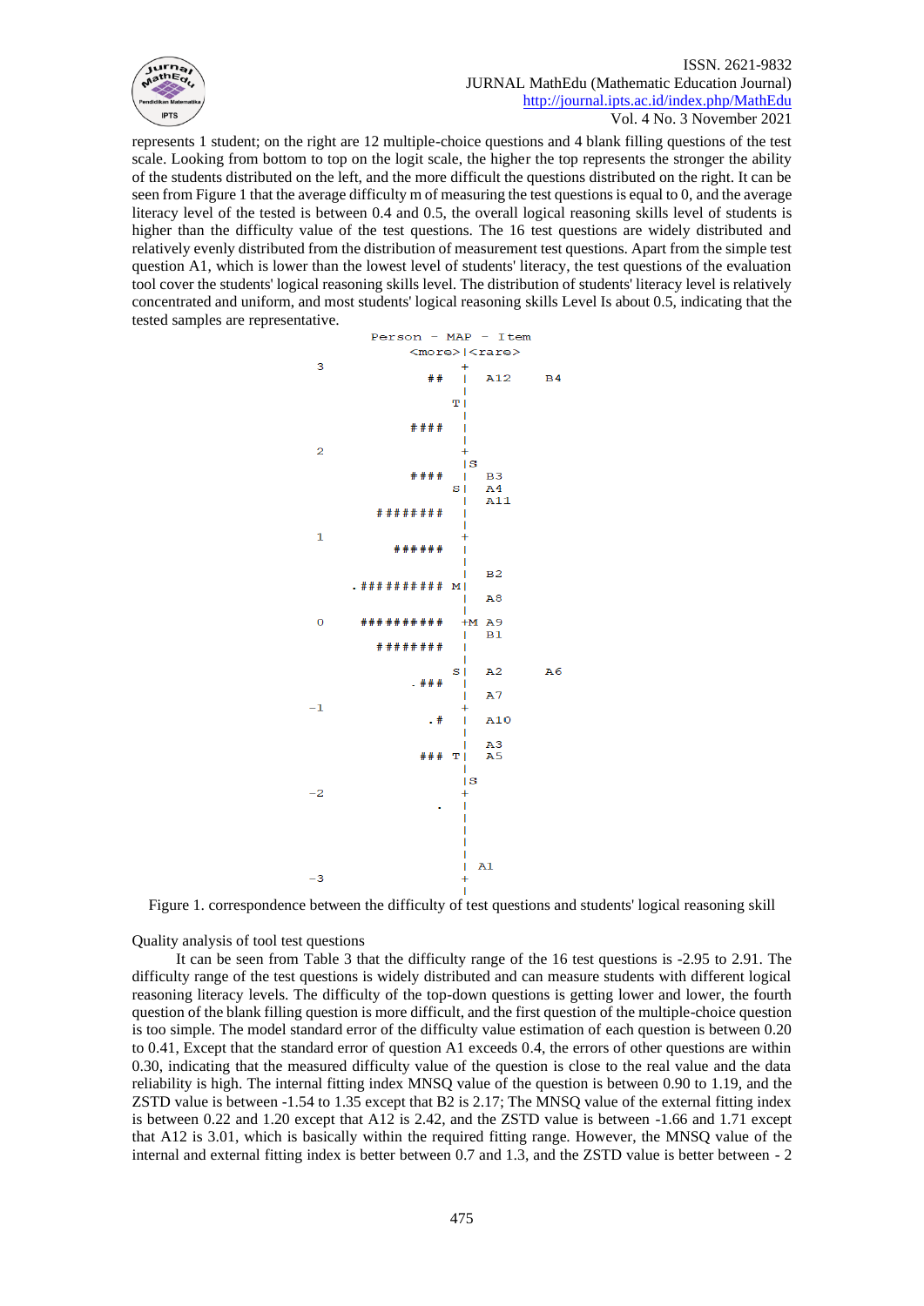represents 1 student; on the right are 12 multiple-choice questions and 4 blank filling questions of the test scale. Looking from bottom to top on the logit scale, the higher the top represents the stronger the ability of the students distributed on the left, and the more difficult the questions distributed on the right. It can be seen from Figure 1 that the average difficulty m of measuring the test questions is equal to 0, and the average literacy level of the tested is between 0.4 and 0.5, the overall logical reasoning skills level of students is higher than the difficulty value of the test questions. The 16 test questions are widely distributed and relatively evenly distributed from the distribution of measurement test questions. Apart from the simple test question A1, which is lower than the lowest level of students' literacy, the test questions of the evaluation tool cover the students' logical reasoning skills level. The distribution of students' literacy level is relatively concentrated and uniform, and most students' logical reasoning skills Level Is about 0.5, indicating that the tested samples are representative.

```
                 Person - MAP - Item
                     <more>|<rare>
 3                         +
                        ## |  A12    B4
                           |
                          T|
                           |
                      #### |
 2                         +
                           |S
                      #### |  B3
                          S|  A4
                           |  A11
                  ######## |
 1                         +
                    ###### |
                           |
                           |  B2
              .########## M|
                           |  A8
 0               ##########+M A9
                           |  B1
                  ######## |
                           |
                          S|  A2    A6
                     .###  |
                           |  A7
-1                         +
                        .# |  A10
                           |
                           |  A3
                      ### T|  A5
                           |
                           |S
-2                         +
                         . |
                           |
                           |
                           |
                           |
                           | A1
-3                         +
                           |
```

Figure 1. correspondence between the difficulty of test questions and students' logical reasoning skill

Quality analysis of tool test questions

It can be seen from Table 3 that the difficulty range of the 16 test questions is -2.95 to 2.91. The difficulty range of the test questions is widely distributed and can measure students with different logical reasoning literacy levels. The difficulty of the top-down questions is getting lower and lower, the fourth question of the blank filling question is more difficult, and the first question of the multiple-choice question is too simple. The model standard error of the difficulty value estimation of each question is between 0.20 to 0.41, Except that the standard error of question A1 exceeds 0.4, the errors of other questions are within 0.30, indicating that the measured difficulty value of the question is close to the real value and the data reliability is high. The internal fitting index MNSQ value of the question is between 0.90 to 1.19, and the ZSTD value is between -1.54 to 1.35 except that B2 is 2.17; The MNSQ value of the external fitting index is between 0.22 and 1.20 except that A12 is 2.42, and the ZSTD value is between -1.66 and 1.71 except that A12 is 3.01, which is basically within the required fitting range. However, the MNSQ value of the internal and external fitting index is better between 0.7 and 1.3, and the ZSTD value is better between - 2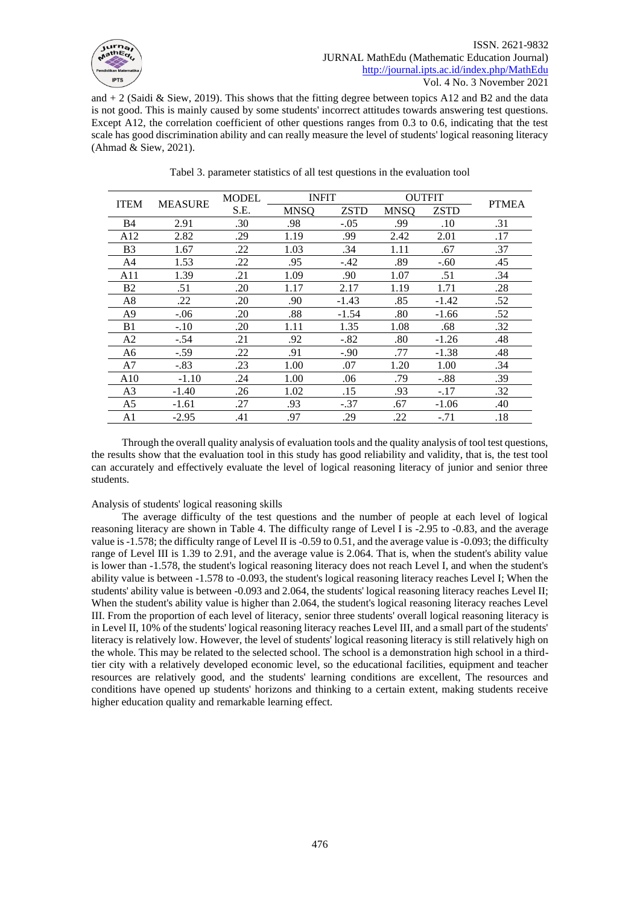and + 2 (Saidi & Siew, 2019). This shows that the fitting degree between topics A12 and B2 and the data is not good. This is mainly caused by some students' incorrect attitudes towards answering test questions. Except A12, the correlation coefficient of other questions ranges from 0.3 to 0.6, indicating that the test scale has good discrimination ability and can really measure the level of students' logical reasoning literacy (Ahmad & Siew, 2021).

Tabel 3. parameter statistics of all test questions in the evaluation tool

| ITEM | MEASURE | MODEL S.E. | INFIT | | OUTFIT | | PTMEA |
|---|---|---|---|---|---|---|---|
| | | | MNSQ | ZSTD | MNSQ | ZSTD | |
| B4 | 2.91 | .30 | .98 | -.05 | .99 | .10 | .31 |
| A12 | 2.82 | .29 | 1.19 | .99 | 2.42 | 2.01 | .17 |
| B3 | 1.67 | .22 | 1.03 | .34 | 1.11 | .67 | .37 |
| A4 | 1.53 | .22 | .95 | -.42 | .89 | -.60 | .45 |
| A11 | 1.39 | .21 | 1.09 | .90 | 1.07 | .51 | .34 |
| B2 | .51 | .20 | 1.17 | 2.17 | 1.19 | 1.71 | .28 |
| A8 | .22 | .20 | .90 | -1.43 | .85 | -1.42 | .52 |
| A9 | -.06 | .20 | .88 | -1.54 | .80 | -1.66 | .52 |
| B1 | -.10 | .20 | 1.11 | 1.35 | 1.08 | .68 | .32 |
| A2 | -.54 | .21 | .92 | -.82 | .80 | -1.26 | .48 |
| A6 | -.59 | .22 | .91 | -.90 | .77 | -1.38 | .48 |
| A7 | -.83 | .23 | 1.00 | .07 | 1.20 | 1.00 | .34 |
| A10 | -1.10 | .24 | 1.00 | .06 | .79 | -.88 | .39 |
| A3 | -1.40 | .26 | 1.02 | .15 | .93 | -.17 | .32 |
| A5 | -1.61 | .27 | .93 | -.37 | .67 | -1.06 | .40 |
| A1 | -2.95 | .41 | .97 | .29 | .22 | -.71 | .18 |

Through the overall quality analysis of evaluation tools and the quality analysis of tool test questions, the results show that the evaluation tool in this study has good reliability and validity, that is, the test tool can accurately and effectively evaluate the level of logical reasoning literacy of junior and senior three students.

Analysis of students' logical reasoning skills

The average difficulty of the test questions and the number of people at each level of logical reasoning literacy are shown in Table 4. The difficulty range of Level I is -2.95 to -0.83, and the average value is -1.578; the difficulty range of Level II is -0.59 to 0.51, and the average value is -0.093; the difficulty range of Level III is 1.39 to 2.91, and the average value is 2.064. That is, when the student's ability value is lower than -1.578, the student's logical reasoning literacy does not reach Level I, and when the student's ability value is between -1.578 to -0.093, the student's logical reasoning literacy reaches Level I; When the students' ability value is between -0.093 and 2.064, the students' logical reasoning literacy reaches Level II; When the student's ability value is higher than 2.064, the student's logical reasoning literacy reaches Level III. From the proportion of each level of literacy, senior three students' overall logical reasoning literacy is in Level II, 10% of the students' logical reasoning literacy reaches Level III, and a small part of the students' literacy is relatively low. However, the level of students' logical reasoning literacy is still relatively high on the whole. This may be related to the selected school. The school is a demonstration high school in a third-tier city with a relatively developed economic level, so the educational facilities, equipment and teacher resources are relatively good, and the students' learning conditions are excellent, The resources and conditions have opened up students' horizons and thinking to a certain extent, making students receive higher education quality and remarkable learning effect.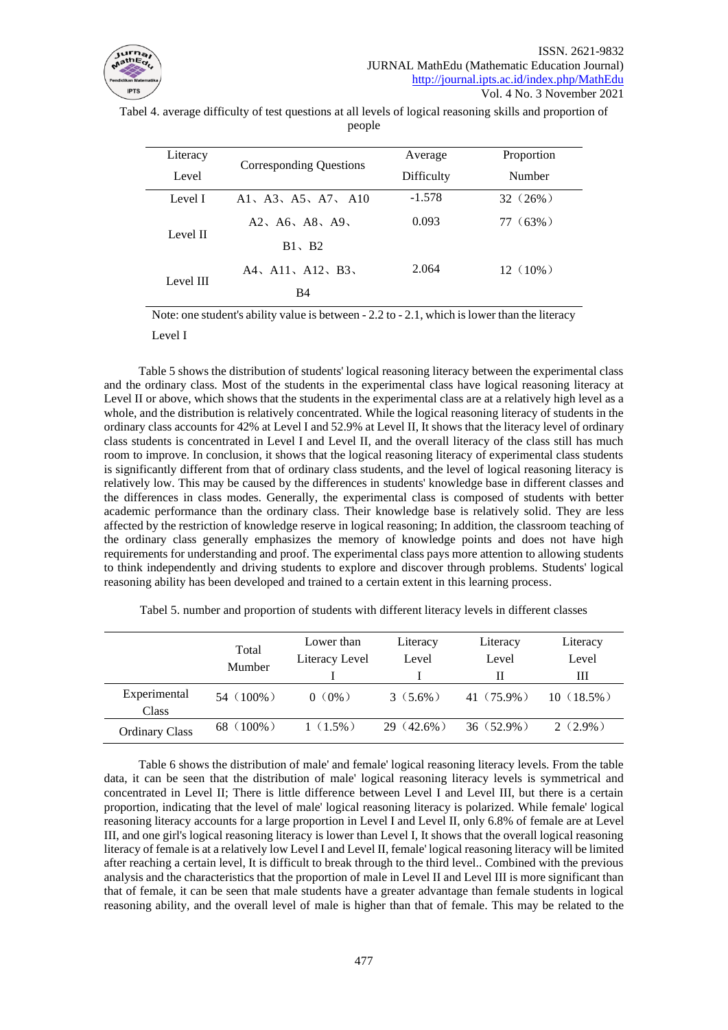Tabel 4. average difficulty of test questions at all levels of logical reasoning skills and proportion of people

| Literacy Level | Corresponding Questions | Average Difficulty | Proportion Number |
|---|---|---|---|
| Level I | A1、A3、A5、A7、A10 | -1.578 | 32（26%） |
| Level II | A2、A6、A8、A9、B1、B2 | 0.093 | 77（63%） |
| Level III | A4、A11、A12、B3、B4 | 2.064 | 12（10%） |

Note: one student's ability value is between - 2.2 to - 2.1, which is lower than the literacy Level I

Table 5 shows the distribution of students' logical reasoning literacy between the experimental class and the ordinary class. Most of the students in the experimental class have logical reasoning literacy at Level II or above, which shows that the students in the experimental class are at a relatively high level as a whole, and the distribution is relatively concentrated. While the logical reasoning literacy of students in the ordinary class accounts for 42% at Level I and 52.9% at Level II, It shows that the literacy level of ordinary class students is concentrated in Level I and Level II, and the overall literacy of the class still has much room to improve. In conclusion, it shows that the logical reasoning literacy of experimental class students is significantly different from that of ordinary class students, and the level of logical reasoning literacy is relatively low. This may be caused by the differences in students' knowledge base in different classes and the differences in class modes. Generally, the experimental class is composed of students with better academic performance than the ordinary class. Their knowledge base is relatively solid. They are less affected by the restriction of knowledge reserve in logical reasoning; In addition, the classroom teaching of the ordinary class generally emphasizes the memory of knowledge points and does not have high requirements for understanding and proof. The experimental class pays more attention to allowing students to think independently and driving students to explore and discover through problems. Students' logical reasoning ability has been developed and trained to a certain extent in this learning process.

Tabel 5. number and proportion of students with different literacy levels in different classes

| | Total Mumber | Lower than Literacy Level I | Literacy Level I | Literacy Level II | Literacy Level III |
|---|---|---|---|---|---|
| Experimental Class | 54（100%） | 0（0%） | 3（5.6%） | 41（75.9%） | 10（18.5%） |
| Ordinary Class | 68（100%） | 1（1.5%） | 29（42.6%） | 36（52.9%） | 2（2.9%） |

Table 6 shows the distribution of male' and female' logical reasoning literacy levels. From the table data, it can be seen that the distribution of male' logical reasoning literacy levels is symmetrical and concentrated in Level II; There is little difference between Level I and Level III, but there is a certain proportion, indicating that the level of male' logical reasoning literacy is polarized. While female' logical reasoning literacy accounts for a large proportion in Level I and Level II, only 6.8% of female are at Level III, and one girl's logical reasoning literacy is lower than Level I, It shows that the overall logical reasoning literacy of female is at a relatively low Level I and Level II, female' logical reasoning literacy will be limited after reaching a certain level, It is difficult to break through to the third level.. Combined with the previous analysis and the characteristics that the proportion of male in Level II and Level III is more significant than that of female, it can be seen that male students have a greater advantage than female students in logical reasoning ability, and the overall level of male is higher than that of female. This may be related to the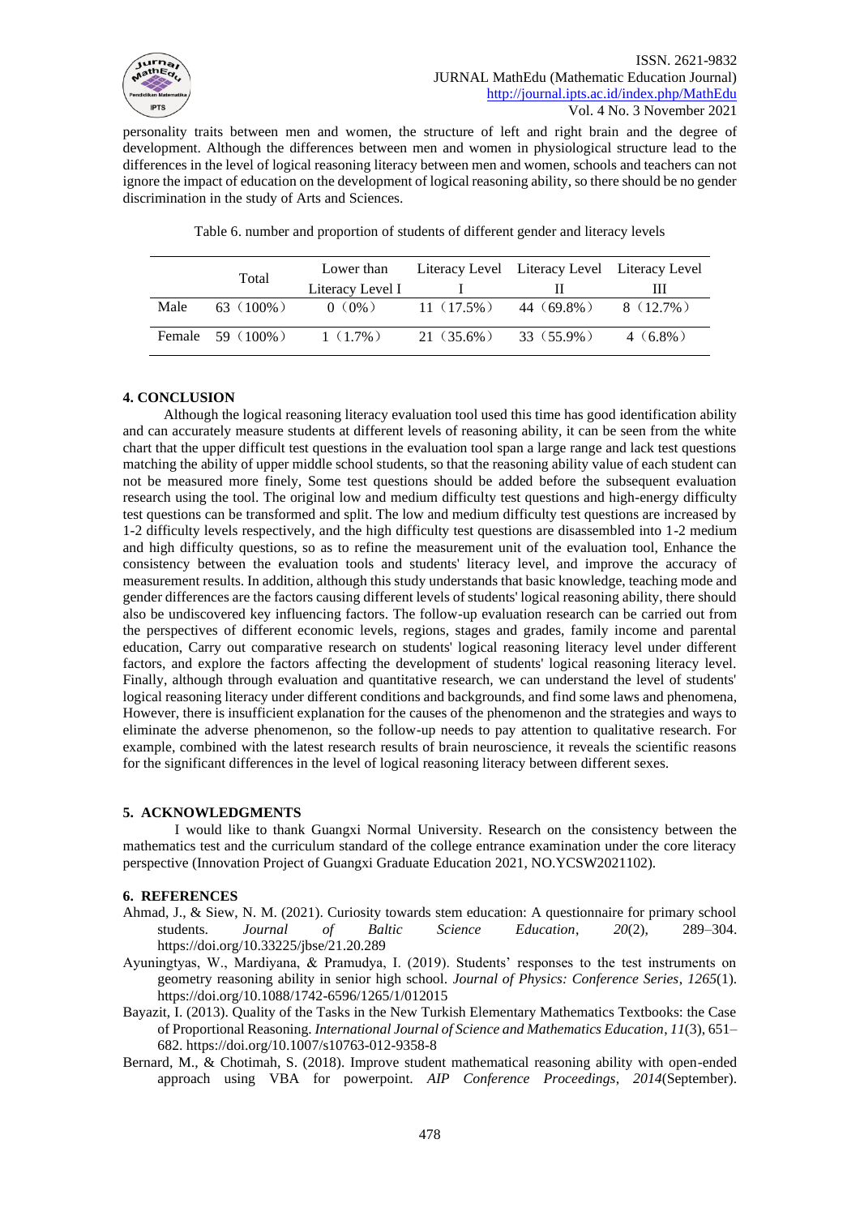personality traits between men and women, the structure of left and right brain and the degree of development. Although the differences between men and women in physiological structure lead to the differences in the level of logical reasoning literacy between men and women, schools and teachers can not ignore the impact of education on the development of logical reasoning ability, so there should be no gender discrimination in the study of Arts and Sciences.

Table 6. number and proportion of students of different gender and literacy levels

| | Total | Lower than Literacy Level I | Literacy Level I | Literacy Level II | Literacy Level III |
|---|---|---|---|---|---|
| Male | 63（100%） | 0（0%） | 11（17.5%） | 44（69.8%） | 8（12.7%） |
| Female | 59（100%） | 1（1.7%） | 21（35.6%） | 33（55.9%） | 4（6.8%） |

## 4. CONCLUSION

Although the logical reasoning literacy evaluation tool used this time has good identification ability and can accurately measure students at different levels of reasoning ability, it can be seen from the white chart that the upper difficult test questions in the evaluation tool span a large range and lack test questions matching the ability of upper middle school students, so that the reasoning ability value of each student can not be measured more finely, Some test questions should be added before the subsequent evaluation research using the tool. The original low and medium difficulty test questions and high-energy difficulty test questions can be transformed and split. The low and medium difficulty test questions are increased by 1-2 difficulty levels respectively, and the high difficulty test questions are disassembled into 1-2 medium and high difficulty questions, so as to refine the measurement unit of the evaluation tool, Enhance the consistency between the evaluation tools and students' literacy level, and improve the accuracy of measurement results. In addition, although this study understands that basic knowledge, teaching mode and gender differences are the factors causing different levels of students' logical reasoning ability, there should also be undiscovered key influencing factors. The follow-up evaluation research can be carried out from the perspectives of different economic levels, regions, stages and grades, family income and parental education, Carry out comparative research on students' logical reasoning literacy level under different factors, and explore the factors affecting the development of students' logical reasoning literacy level. Finally, although through evaluation and quantitative research, we can understand the level of students' logical reasoning literacy under different conditions and backgrounds, and find some laws and phenomena, However, there is insufficient explanation for the causes of the phenomenon and the strategies and ways to eliminate the adverse phenomenon, so the follow-up needs to pay attention to qualitative research. For example, combined with the latest research results of brain neuroscience, it reveals the scientific reasons for the significant differences in the level of logical reasoning literacy between different sexes.

## 5. ACKNOWLEDGMENTS

I would like to thank Guangxi Normal University. Research on the consistency between the mathematics test and the curriculum standard of the college entrance examination under the core literacy perspective (Innovation Project of Guangxi Graduate Education 2021, NO.YCSW2021102).

## 6. REFERENCES

Ahmad, J., & Siew, N. M. (2021). Curiosity towards stem education: A questionnaire for primary school students. *Journal of Baltic Science Education*, *20*(2), 289–304. https://doi.org/10.33225/jbse/21.20.289

Ayuningtyas, W., Mardiyana, & Pramudya, I. (2019). Students' responses to the test instruments on geometry reasoning ability in senior high school. *Journal of Physics: Conference Series*, *1265*(1). https://doi.org/10.1088/1742-6596/1265/1/012015

Bayazit, I. (2013). Quality of the Tasks in the New Turkish Elementary Mathematics Textbooks: the Case of Proportional Reasoning. *International Journal of Science and Mathematics Education*, *11*(3), 651–682. https://doi.org/10.1007/s10763-012-9358-8

Bernard, M., & Chotimah, S. (2018). Improve student mathematical reasoning ability with open-ended approach using VBA for powerpoint. *AIP Conference Proceedings*, *2014*(September).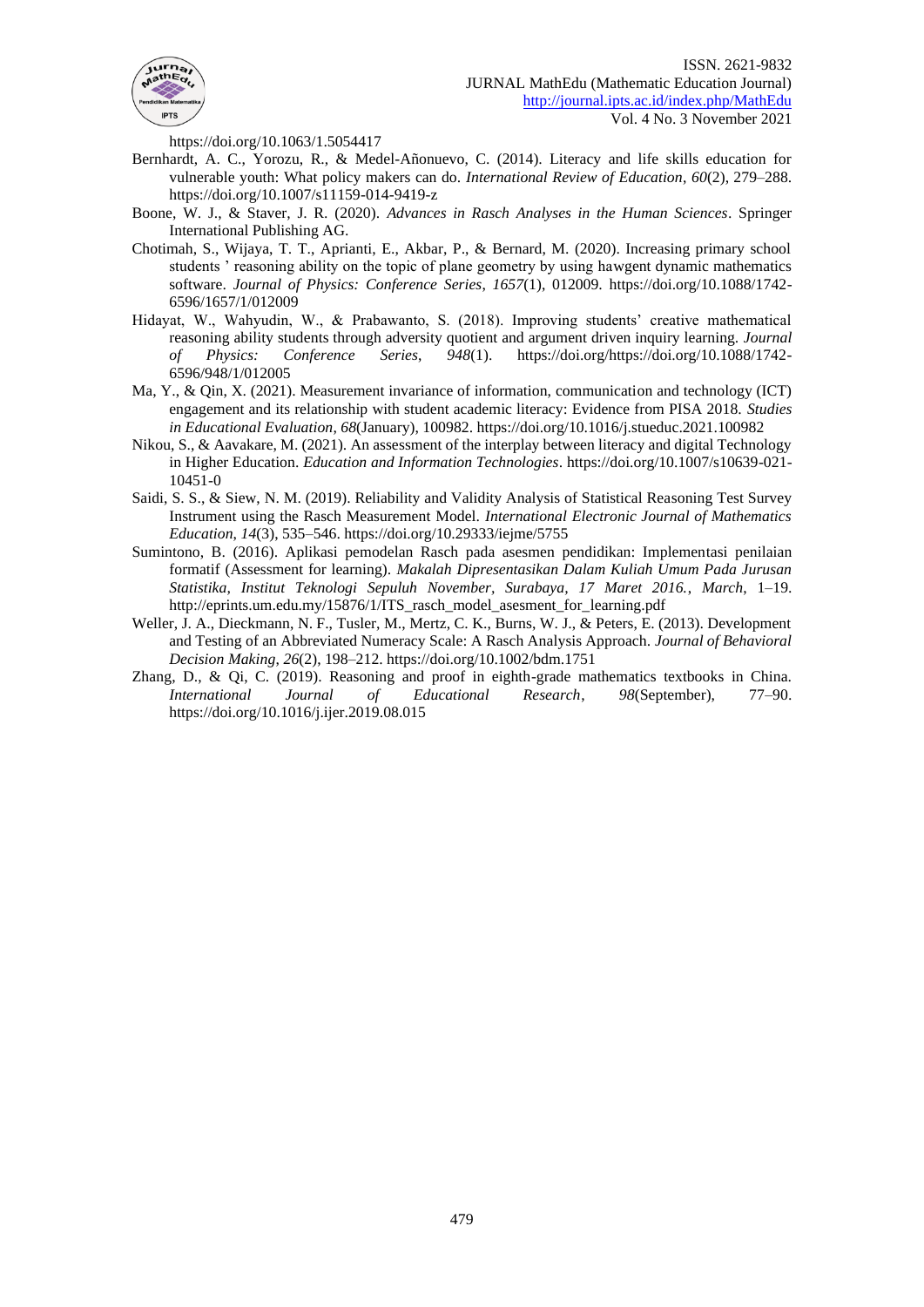https://doi.org/10.1063/1.5054417

Bernhardt, A. C., Yorozu, R., & Medel-Añonuevo, C. (2014). Literacy and life skills education for vulnerable youth: What policy makers can do. *International Review of Education*, *60*(2), 279–288. https://doi.org/10.1007/s11159-014-9419-z

Boone, W. J., & Staver, J. R. (2020). *Advances in Rasch Analyses in the Human Sciences*. Springer International Publishing AG.

Chotimah, S., Wijaya, T. T., Aprianti, E., Akbar, P., & Bernard, M. (2020). Increasing primary school students ' reasoning ability on the topic of plane geometry by using hawgent dynamic mathematics software. *Journal of Physics: Conference Series*, *1657*(1), 012009. https://doi.org/10.1088/1742-6596/1657/1/012009

Hidayat, W., Wahyudin, W., & Prabawanto, S. (2018). Improving students' creative mathematical reasoning ability students through adversity quotient and argument driven inquiry learning. *Journal of Physics: Conference Series*, *948*(1). https://doi.org/https://doi.org/10.1088/1742-6596/948/1/012005

Ma, Y., & Qin, X. (2021). Measurement invariance of information, communication and technology (ICT) engagement and its relationship with student academic literacy: Evidence from PISA 2018. *Studies in Educational Evaluation*, *68*(January), 100982. https://doi.org/10.1016/j.stueduc.2021.100982

Nikou, S., & Aavakare, M. (2021). An assessment of the interplay between literacy and digital Technology in Higher Education. *Education and Information Technologies*. https://doi.org/10.1007/s10639-021-10451-0

Saidi, S. S., & Siew, N. M. (2019). Reliability and Validity Analysis of Statistical Reasoning Test Survey Instrument using the Rasch Measurement Model. *International Electronic Journal of Mathematics Education*, *14*(3), 535–546. https://doi.org/10.29333/iejme/5755

Sumintono, B. (2016). Aplikasi pemodelan Rasch pada asesmen pendidikan: Implementasi penilaian formatif (Assessment for learning). *Makalah Dipresentasikan Dalam Kuliah Umum Pada Jurusan Statistika, Institut Teknologi Sepuluh November, Surabaya, 17 Maret 2016.*, *March*, 1–19. http://eprints.um.edu.my/15876/1/ITS_rasch_model_asesment_for_learning.pdf

Weller, J. A., Dieckmann, N. F., Tusler, M., Mertz, C. K., Burns, W. J., & Peters, E. (2013). Development and Testing of an Abbreviated Numeracy Scale: A Rasch Analysis Approach. *Journal of Behavioral Decision Making*, *26*(2), 198–212. https://doi.org/10.1002/bdm.1751

Zhang, D., & Qi, C. (2019). Reasoning and proof in eighth-grade mathematics textbooks in China. *International Journal of Educational Research*, *98*(September), 77–90. https://doi.org/10.1016/j.ijer.2019.08.015